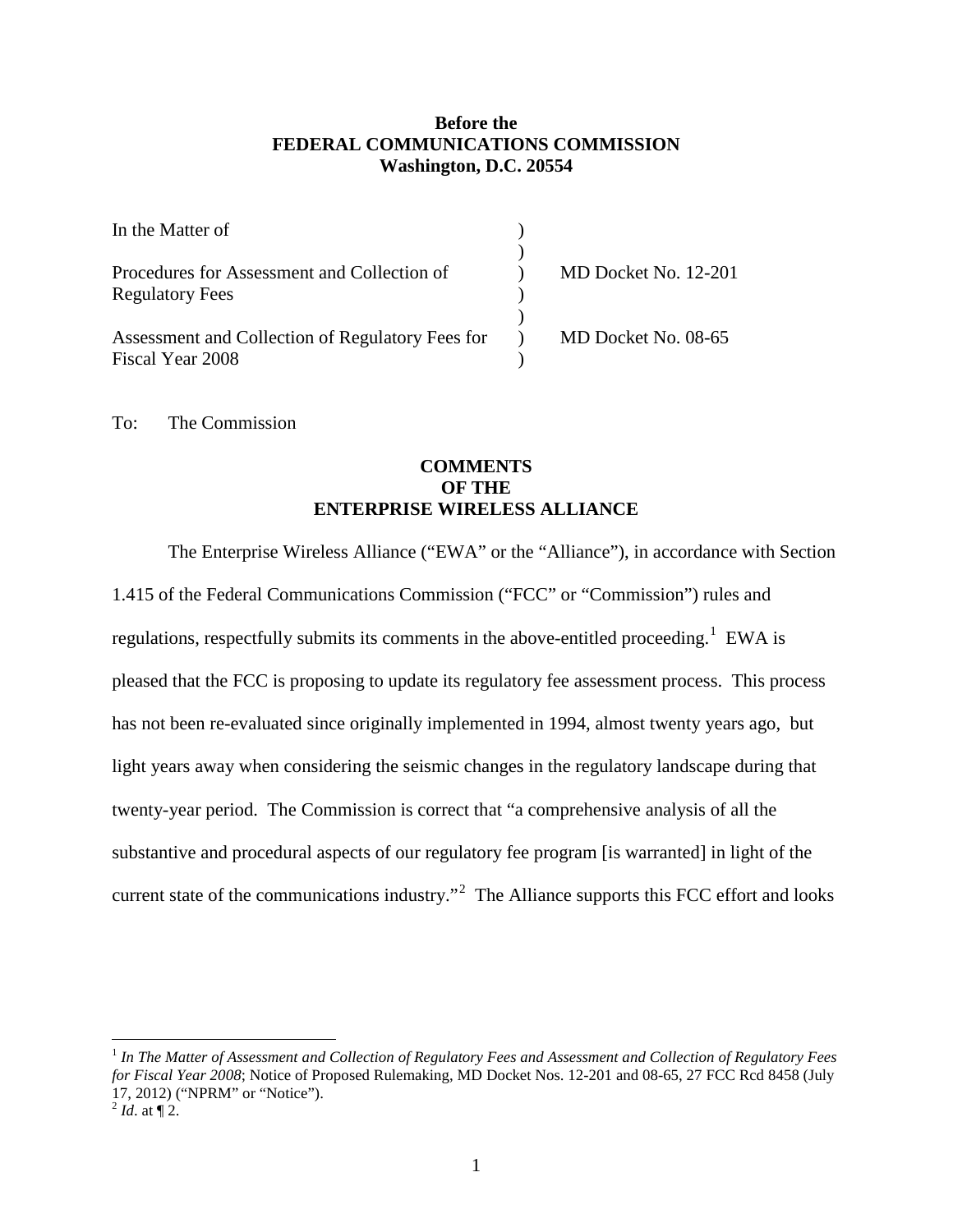**Before the**
**FEDERAL COMMUNICATIONS COMMISSION**
**Washington, D.C. 20554**

| | | |
|---|---|---|
| In the Matter of | ) | |
| | ) | |
| Procedures for Assessment and Collection of Regulatory Fees | ) | MD Docket No. 12-201 |
| | ) | |
| Assessment and Collection of Regulatory Fees for Fiscal Year 2008 | ) | MD Docket No. 08-65 |

To: The Commission

**COMMENTS**
**OF THE**
**ENTERPRISE WIRELESS ALLIANCE**

The Enterprise Wireless Alliance ("EWA" or the "Alliance"), in accordance with Section 1.415 of the Federal Communications Commission ("FCC" or "Commission") rules and regulations, respectfully submits its comments in the above-entitled proceeding.[1] EWA is pleased that the FCC is proposing to update its regulatory fee assessment process. This process has not been re-evaluated since originally implemented in 1994, almost twenty years ago, but light years away when considering the seismic changes in the regulatory landscape during that twenty-year period. The Commission is correct that "a comprehensive analysis of all the substantive and procedural aspects of our regulatory fee program [is warranted] in light of the current state of the communications industry."[2] The Alliance supports this FCC effort and looks

---

[1] *In The Matter of Assessment and Collection of Regulatory Fees and Assessment and Collection of Regulatory Fees for Fiscal Year 2008*; Notice of Proposed Rulemaking, MD Docket Nos. 12-201 and 08-65, 27 FCC Rcd 8458 (July 17, 2012) ("NPRM" or "Notice").

[2] *Id*. at ¶ 2.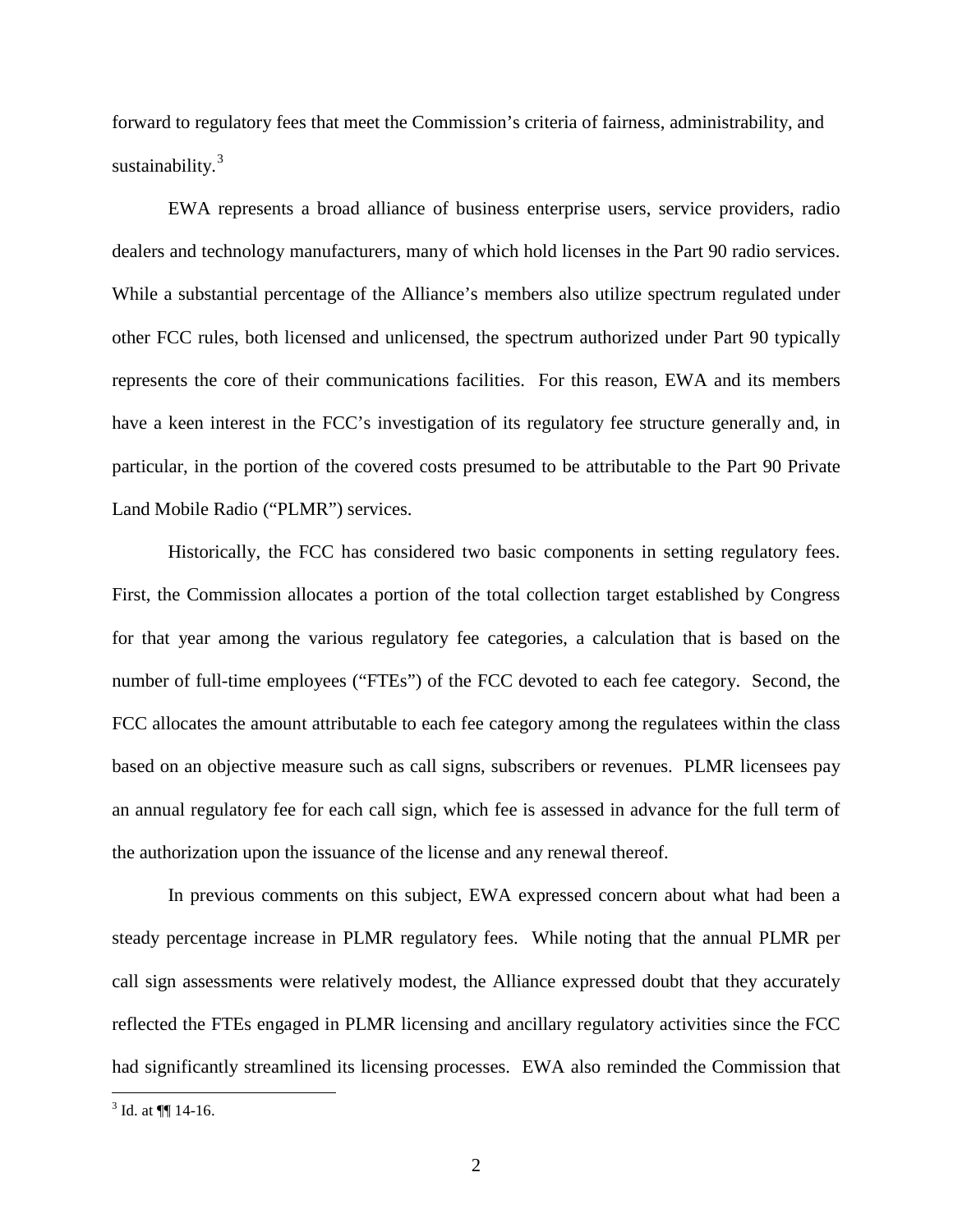forward to regulatory fees that meet the Commission's criteria of fairness, administrability, and sustainability.[3]

EWA represents a broad alliance of business enterprise users, service providers, radio dealers and technology manufacturers, many of which hold licenses in the Part 90 radio services. While a substantial percentage of the Alliance's members also utilize spectrum regulated under other FCC rules, both licensed and unlicensed, the spectrum authorized under Part 90 typically represents the core of their communications facilities. For this reason, EWA and its members have a keen interest in the FCC's investigation of its regulatory fee structure generally and, in particular, in the portion of the covered costs presumed to be attributable to the Part 90 Private Land Mobile Radio ("PLMR") services.

Historically, the FCC has considered two basic components in setting regulatory fees. First, the Commission allocates a portion of the total collection target established by Congress for that year among the various regulatory fee categories, a calculation that is based on the number of full-time employees ("FTEs") of the FCC devoted to each fee category. Second, the FCC allocates the amount attributable to each fee category among the regulatees within the class based on an objective measure such as call signs, subscribers or revenues. PLMR licensees pay an annual regulatory fee for each call sign, which fee is assessed in advance for the full term of the authorization upon the issuance of the license and any renewal thereof.

In previous comments on this subject, EWA expressed concern about what had been a steady percentage increase in PLMR regulatory fees. While noting that the annual PLMR per call sign assessments were relatively modest, the Alliance expressed doubt that they accurately reflected the FTEs engaged in PLMR licensing and ancillary regulatory activities since the FCC had significantly streamlined its licensing processes. EWA also reminded the Commission that

[3] Id. at ¶¶ 14-16.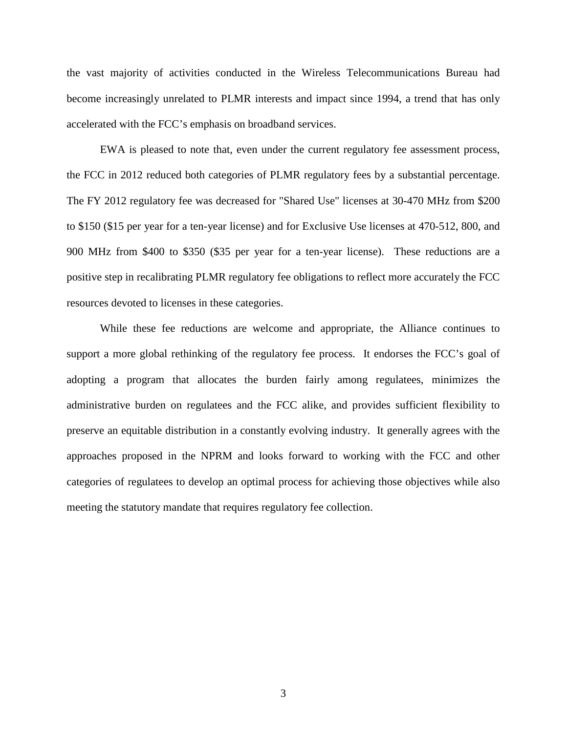the vast majority of activities conducted in the Wireless Telecommunications Bureau had become increasingly unrelated to PLMR interests and impact since 1994, a trend that has only accelerated with the FCC's emphasis on broadband services.

EWA is pleased to note that, even under the current regulatory fee assessment process, the FCC in 2012 reduced both categories of PLMR regulatory fees by a substantial percentage. The FY 2012 regulatory fee was decreased for "Shared Use" licenses at 30-470 MHz from \$200 to \$150 (\$15 per year for a ten-year license) and for Exclusive Use licenses at 470-512, 800, and 900 MHz from \$400 to \$350 (\$35 per year for a ten-year license). These reductions are a positive step in recalibrating PLMR regulatory fee obligations to reflect more accurately the FCC resources devoted to licenses in these categories.

While these fee reductions are welcome and appropriate, the Alliance continues to support a more global rethinking of the regulatory fee process. It endorses the FCC's goal of adopting a program that allocates the burden fairly among regulatees, minimizes the administrative burden on regulatees and the FCC alike, and provides sufficient flexibility to preserve an equitable distribution in a constantly evolving industry. It generally agrees with the approaches proposed in the NPRM and looks forward to working with the FCC and other categories of regulatees to develop an optimal process for achieving those objectives while also meeting the statutory mandate that requires regulatory fee collection.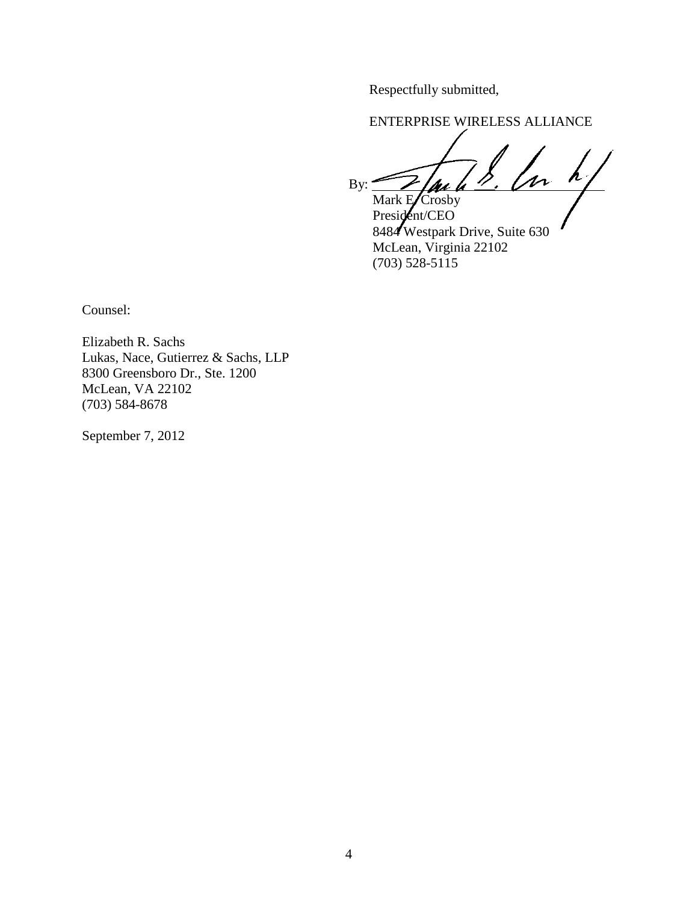Respectfully submitted,

ENTERPRISE WIRELESS ALLIANCE

By: ______________________________

Mark E. Crosby
President/CEO
8484 Westpark Drive, Suite 630
McLean, Virginia 22102
(703) 528-5115

Counsel:

Elizabeth R. Sachs
Lukas, Nace, Gutierrez & Sachs, LLP
8300 Greensboro Dr., Ste. 1200
McLean, VA 22102
(703) 584-8678

September 7, 2012